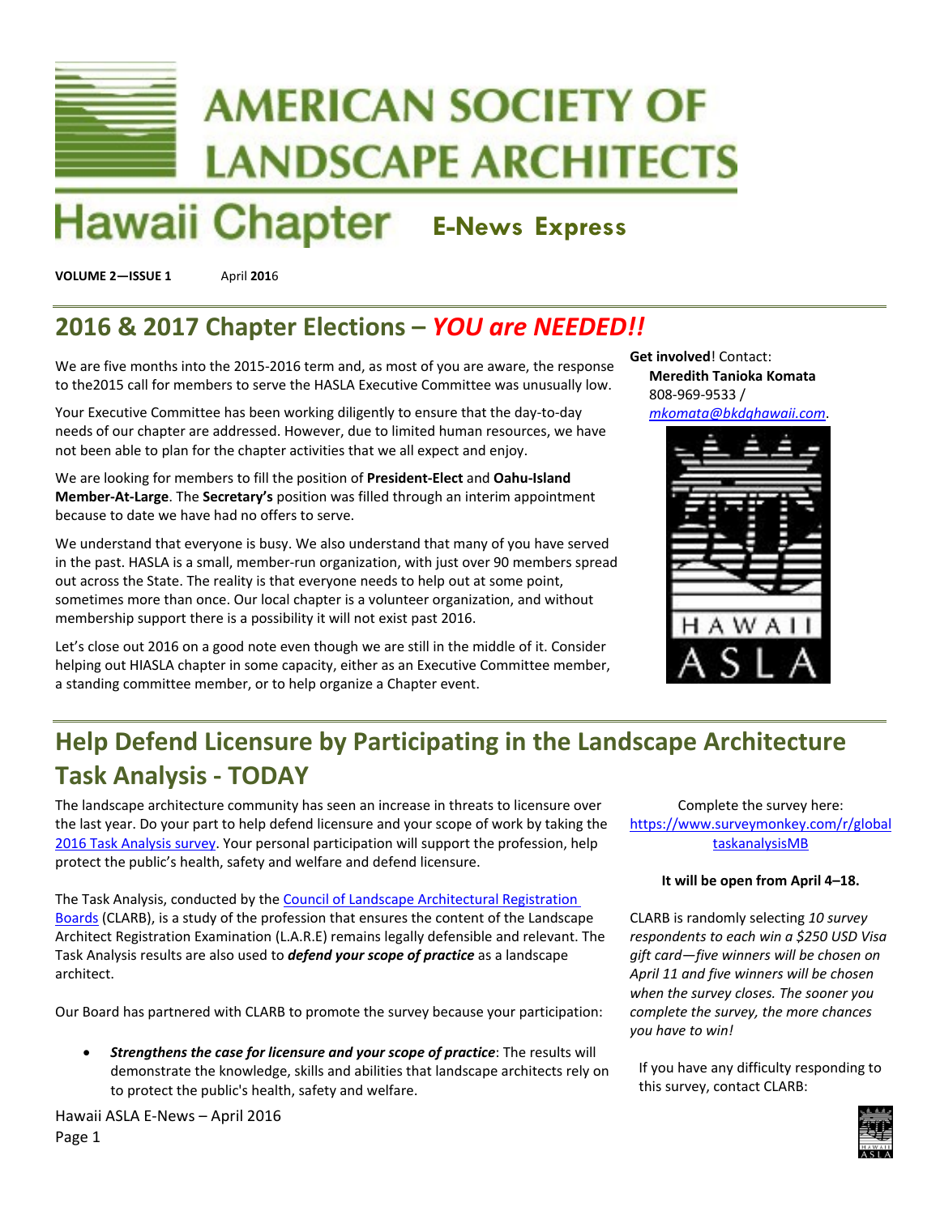# AMERICAN SOCIETY OF LANDSCAPE ARCHITECTS

# Hawaii Chapter E-News Express

**VOLUME 2—ISSUE 1** April **201**6

## 2016 & 2017 Chapter Elections – *YOU are NEEDED!!*

We are five months into the 2015-2016 term and, as most of you are aware, the response to the2015 call for members to serve the HASLA Executive Committee was unusually low.

Your Executive Committee has been working diligently to ensure that the day-to-day needs of our chapter are addressed. However, due to limited human resources, we have not been able to plan for the chapter activities that we all expect and enjoy.

We are looking for members to fill the position of **President-Elect** and **Oahu-Island Member-At-Large**. The **Secretary's** position was filled through an interim appointment because to date we have had no offers to serve.

We understand that everyone is busy. We also understand that many of you have served in the past. HASLA is a small, member-run organization, with just over 90 members spread out across the State. The reality is that everyone needs to help out at some point, sometimes more than once. Our local chapter is a volunteer organization, and without membership support there is a possibility it will not exist past 2016.

Let's close out 2016 on a good note even though we are still in the middle of it. Consider helping out HIASLA chapter in some capacity, either as an Executive Committee member, a standing committee member, or to help organize a Chapter event.

**Get involved**! Contact:
**Meredith Tanioka Komata**
808-969-9533 /
*mkomata@bkdghawaii.com*.

## Help Defend Licensure by Participating in the Landscape Architecture Task Analysis - TODAY

The landscape architecture community has seen an increase in threats to licensure over the last year. Do your part to help defend licensure and your scope of work by taking the 2016 Task Analysis survey. Your personal participation will support the profession, help protect the public's health, safety and welfare and defend licensure.

The Task Analysis, conducted by the Council of Landscape Architectural Registration Boards (CLARB), is a study of the profession that ensures the content of the Landscape Architect Registration Examination (L.A.R.E) remains legally defensible and relevant. The Task Analysis results are also used to ***defend your scope of practice*** as a landscape architect.

Our Board has partnered with CLARB to promote the survey because your participation:

- ***Strengthens the case for licensure and your scope of practice***: The results will demonstrate the knowledge, skills and abilities that landscape architects rely on to protect the public's health, safety and welfare.

Complete the survey here: https://www.surveymonkey.com/r/globaltaskanalysisMB

**It will be open from April 4–18.**

*CLARB is randomly selecting 10 survey respondents to each win a $250 USD Visa gift card—five winners will be chosen on April 11 and five winners will be chosen when the survey closes. The sooner you complete the survey, the more chances you have to win!*

If you have any difficulty responding to this survey, contact CLARB: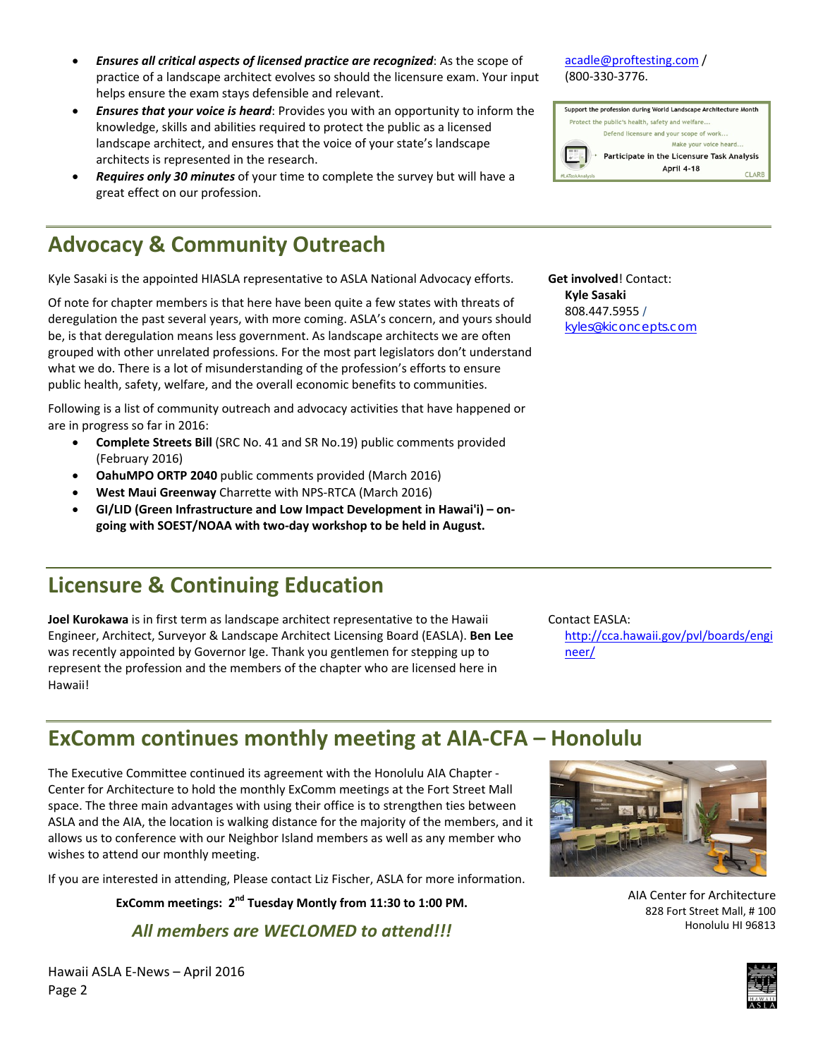- ***Ensures all critical aspects of licensed practice are recognized***: As the scope of practice of a landscape architect evolves so should the licensure exam. Your input helps ensure the exam stays defensible and relevant.
- ***Ensures that your voice is heard***: Provides you with an opportunity to inform the knowledge, skills and abilities required to protect the public as a licensed landscape architect, and ensures that the voice of your state's landscape architects is represented in the research.
- ***Requires only 30 minutes*** of your time to complete the survey but will have a great effect on our profession.

acadle@proftesting.com / (800-330-3776.

## Advocacy & Community Outreach

Kyle Sasaki is the appointed HIASLA representative to ASLA National Advocacy efforts.

Of note for chapter members is that here have been quite a few states with threats of deregulation the past several years, with more coming. ASLA's concern, and yours should be, is that deregulation means less government. As landscape architects we are often grouped with other unrelated professions. For the most part legislators don't understand what we do. There is a lot of misunderstanding of the profession's efforts to ensure public health, safety, welfare, and the overall economic benefits to communities.

Following is a list of community outreach and advocacy activities that have happened or are in progress so far in 2016:

- **Complete Streets Bill** (SRC No. 41 and SR No.19) public comments provided (February 2016)
- **OahuMPO ORTP 2040** public comments provided (March 2016)
- **West Maui Greenway** Charrette with NPS-RTCA (March 2016)
- **GI/LID (Green Infrastructure and Low Impact Development in Hawai'i) – on-going with SOEST/NOAA with two-day workshop to be held in August.**

**Get involved**! Contact:
**Kyle Sasaki**
808.447.5955 / kyles@kiconcepts.com

## Licensure & Continuing Education

**Joel Kurokawa** is in first term as landscape architect representative to the Hawaii Engineer, Architect, Surveyor & Landscape Architect Licensing Board (EASLA). **Ben Lee** was recently appointed by Governor Ige. Thank you gentlemen for stepping up to represent the profession and the members of the chapter who are licensed here in Hawaii!

Contact EASLA:
http://cca.hawaii.gov/pvl/boards/engineer/

## ExComm continues monthly meeting at AIA-CFA – Honolulu

The Executive Committee continued its agreement with the Honolulu AIA Chapter - Center for Architecture to hold the monthly ExComm meetings at the Fort Street Mall space. The three main advantages with using their office is to strengthen ties between ASLA and the AIA, the location is walking distance for the majority of the members, and it allows us to conference with our Neighbor Island members as well as any member who wishes to attend our monthly meeting.

If you are interested in attending, Please contact Liz Fischer, ASLA for more information.

**ExComm meetings: 2nd Tuesday Montly from 11:30 to 1:00 PM.**

***All members are WECLOMED to attend!!!***

AIA Center for Architecture
828 Fort Street Mall, # 100
Honolulu HI 96813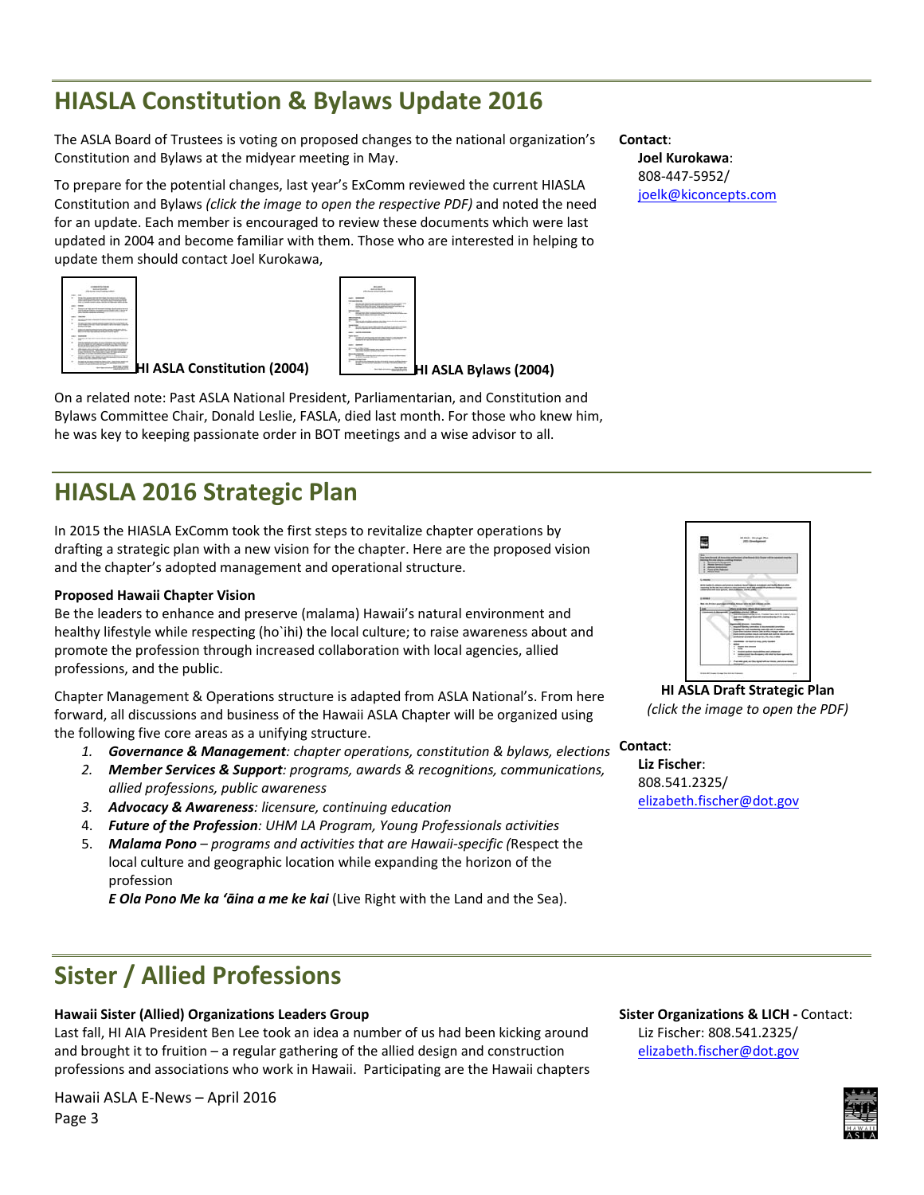## HIASLA Constitution & Bylaws Update 2016

The ASLA Board of Trustees is voting on proposed changes to the national organization's Constitution and Bylaws at the midyear meeting in May.

To prepare for the potential changes, last year's ExComm reviewed the current HIASLA Constitution and Bylaws *(click the image to open the respective PDF)* and noted the need for an update. Each member is encouraged to review these documents which were last updated in 2004 and become familiar with them. Those who are interested in helping to update them should contact Joel Kurokawa,

**Contact**:
**Joel Kurokawa**:
808-447-5952/
joelk@kiconcepts.com

**HI ASLA Constitution (2004)** **HI ASLA Bylaws (2004)**

On a related note: Past ASLA National President, Parliamentarian, and Constitution and Bylaws Committee Chair, Donald Leslie, FASLA, died last month. For those who knew him, he was key to keeping passionate order in BOT meetings and a wise advisor to all.

## HIASLA 2016 Strategic Plan

In 2015 the HIASLA ExComm took the first steps to revitalize chapter operations by drafting a strategic plan with a new vision for the chapter. Here are the proposed vision and the chapter's adopted management and operational structure.

**HI ASLA Draft Strategic Plan**
*(click the image to open the PDF)*

**Proposed Hawaii Chapter Vision**
Be the leaders to enhance and preserve (malama) Hawaii's natural environment and healthy lifestyle while respecting (ho`ihi) the local culture; to raise awareness about and promote the profession through increased collaboration with local agencies, allied professions, and the public.

Chapter Management & Operations structure is adapted from ASLA National's. From here forward, all discussions and business of the Hawaii ASLA Chapter will be organized using the following five core areas as a unifying structure.

1. ***Governance & Management****: chapter operations, constitution & bylaws, elections*
2. ***Member Services & Support****: programs, awards & recognitions, communications, allied professions, public awareness*
3. ***Advocacy & Awareness****: licensure, continuing education*
4. ***Future of the Profession****: UHM LA Program, Young Professionals activities*
5. ***Malama Pono** – programs and activities that are Hawaii-specific (*Respect the local culture and geographic location while expanding the horizon of the profession
   ***E Ola Pono Me ka ʻāina a me ke kai*** (Live Right with the Land and the Sea).

**Contact**:
**Liz Fischer**:
808.541.2325/
elizabeth.fischer@dot.gov

## Sister / Allied Professions

**Hawaii Sister (Allied) Organizations Leaders Group**
Last fall, HI AIA President Ben Lee took an idea a number of us had been kicking around and brought it to fruition – a regular gathering of the allied design and construction professions and associations who work in Hawaii. Participating are the Hawaii chapters

**Sister Organizations & LICH -** Contact:
Liz Fischer: 808.541.2325/
elizabeth.fischer@dot.gov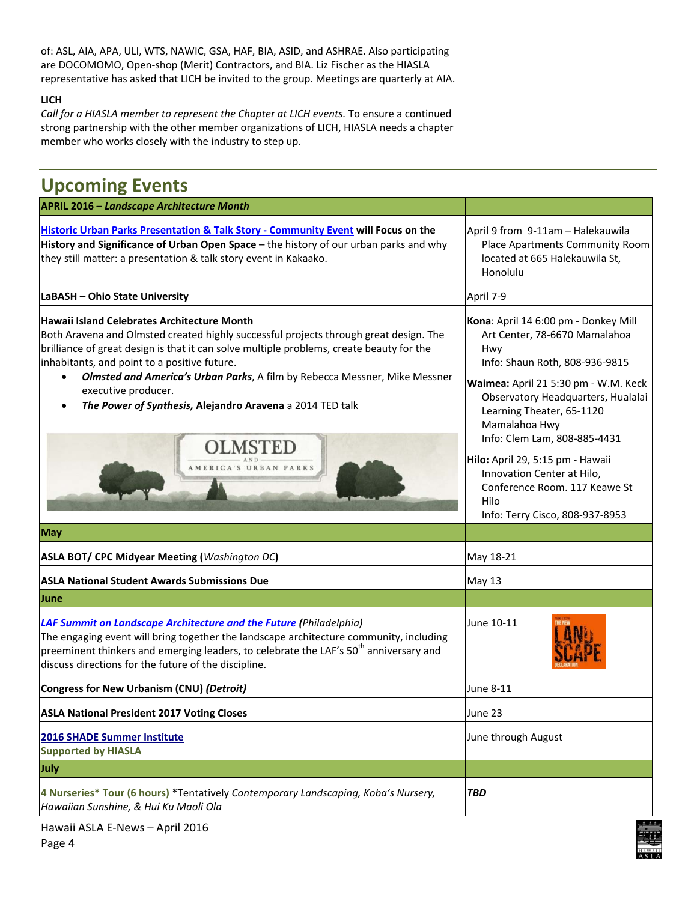of: ASL, AIA, APA, ULI, WTS, NAWIC, GSA, HAF, BIA, ASID, and ASHRAE. Also participating are DOCOMOMO, Open-shop (Merit) Contractors, and BIA. Liz Fischer as the HIASLA representative has asked that LICH be invited to the group. Meetings are quarterly at AIA.

**LICH**

*Call for a HIASLA member to represent the Chapter at LICH events.* To ensure a continued strong partnership with the other member organizations of LICH, HIASLA needs a chapter member who works closely with the industry to step up.

## Upcoming Events

| **APRIL 2016 – *Landscape Architecture Month*** | |
|---|---|
| **Historic Urban Parks Presentation & Talk Story - Community Event will Focus on the History and Significance of Urban Open Space** – the history of our urban parks and why they still matter: a presentation & talk story event in Kakaako. | April 9 from 9-11am – Halekauwila Place Apartments Community Room located at 665 Halekauwila St, Honolulu |
| **LaBASH – Ohio State University** | April 7-9 |
| **Hawaii Island Celebrates Architecture Month**<br>Both Aravena and Olmsted created highly successful projects through great design. The brilliance of great design is that it can solve multiple problems, create beauty for the inhabitants, and point to a positive future.<br>• ***Olmsted and America's Urban Parks***, A film by Rebecca Messner, Mike Messner executive producer.<br>• ***The Power of Synthesis,* Alejandro Aravena** a 2014 TED talk | **Kona**: April 14 6:00 pm - Donkey Mill Art Center, 78-6670 Mamalahoa Hwy<br>Info: Shaun Roth, 808-936-9815<br>**Waimea:** April 21 5:30 pm - W.M. Keck Observatory Headquarters, Hualalai Learning Theater, 65-1120 Mamalahoa Hwy<br>Info: Clem Lam, 808-885-4431<br>**Hilo:** April 29, 5:15 pm - Hawaii Innovation Center at Hilo, Conference Room. 117 Keawe St Hilo<br>Info: Terry Cisco, 808-937-8953 |
| **May** | |
| **ASLA BOT/ CPC Midyear Meeting (*Washington DC*)** | May 18-21 |
| **ASLA National Student Awards Submissions Due** | May 13 |
| **June** | |
| ***LAF Summit on Landscape Architecture and the Future*** *(Philadelphia)*<br>The engaging event will bring together the landscape architecture community, including preeminent thinkers and emerging leaders, to celebrate the LAF's 50th anniversary and discuss directions for the future of the discipline. | June 10-11 |
| **Congress for New Urbanism (CNU) *(Detroit)*** | June 8-11 |
| **ASLA National President 2017 Voting Closes** | June 23 |
| **2016 SHADE Summer Institute**<br>**Supported by HIASLA** | June through August |
| **July** | |
| **4 Nurseries\* Tour (6 hours)** \*Tentatively *Contemporary Landscaping, Koba's Nursery, Hawaiian Sunshine, & Hui Ku Maoli Ola* | ***TBD*** |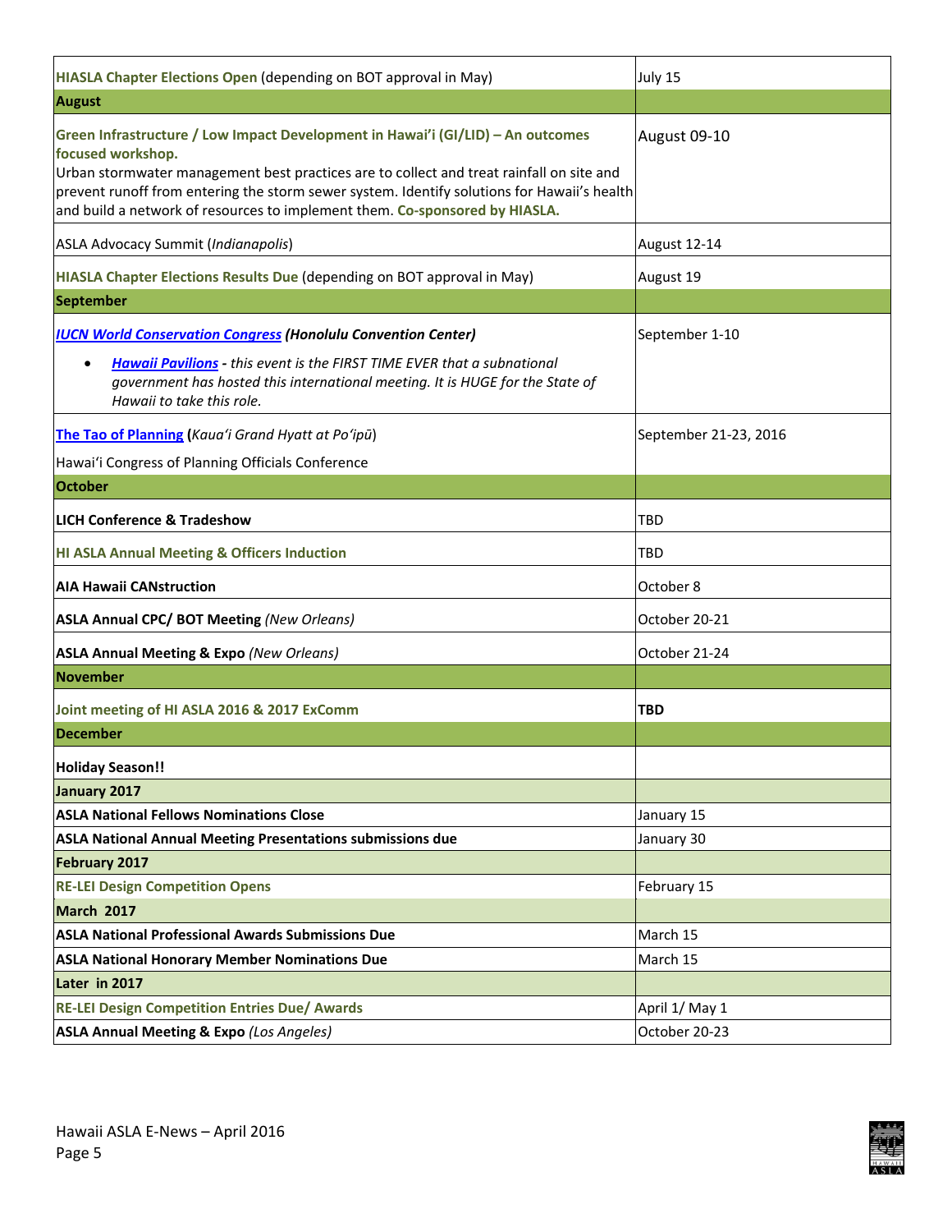| | |
|---|---|
| **HIASLA Chapter Elections Open** (depending on BOT approval in May) | July 15 |
| **August** | |
| **Green Infrastructure / Low Impact Development in Hawai'i (GI/LID) – An outcomes focused workshop.** Urban stormwater management best practices are to collect and treat rainfall on site and prevent runoff from entering the storm sewer system. Identify solutions for Hawaii's health and build a network of resources to implement them. **Co-sponsored by HIASLA.** | August 09-10 |
| ASLA Advocacy Summit (*Indianapolis*) | August 12-14 |
| **HIASLA Chapter Elections Results Due** (depending on BOT approval in May) | August 19 |
| **September** | |
| ***IUCN World Conservation Congress* *(Honolulu Convention Center)*** <br> • ***Hawaii Pavilions*** - *this event is the FIRST TIME EVER that a subnational government has hosted this international meeting. It is HUGE for the State of Hawaii to take this role.* | September 1-10 |
| **The Tao of Planning** (*Kaua'i Grand Hyatt at Po'ipū*) <br> Hawai'i Congress of Planning Officials Conference | September 21-23, 2016 |
| **October** | |
| **LICH Conference & Tradeshow** | TBD |
| **HI ASLA Annual Meeting & Officers Induction** | TBD |
| **AIA Hawaii CANstruction** | October 8 |
| **ASLA Annual CPC/ BOT Meeting** *(New Orleans)* | October 20-21 |
| **ASLA Annual Meeting & Expo** *(New Orleans)* | October 21-24 |
| **November** | |
| **Joint meeting of HI ASLA 2016 & 2017 ExComm** | **TBD** |
| **December** | |
| **Holiday Season!!** | |
| **January 2017** | |
| **ASLA National Fellows Nominations Close** | January 15 |
| **ASLA National Annual Meeting Presentations submissions due** | January 30 |
| **February 2017** | |
| **RE-LEI Design Competition Opens** | February 15 |
| **March 2017** | |
| **ASLA National Professional Awards Submissions Due** | March 15 |
| **ASLA National Honorary Member Nominations Due** | March 15 |
| **Later in 2017** | |
| **RE-LEI Design Competition Entries Due/ Awards** | April 1/ May 1 |
| **ASLA Annual Meeting & Expo** *(Los Angeles)* | October 20-23 |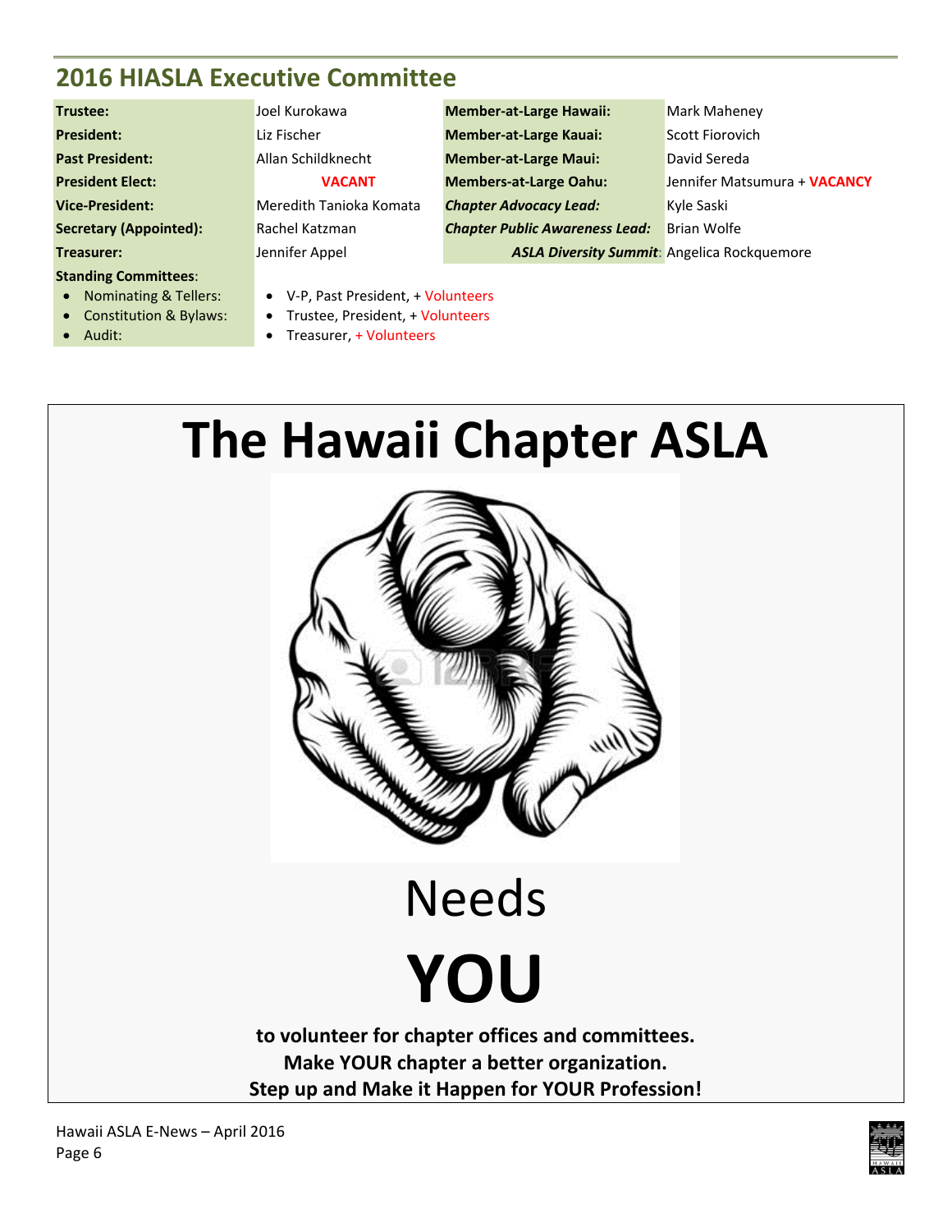## 2016 HIASLA Executive Committee

| | | | |
|---|---|---|---|
| **Trustee:** | Joel Kurokawa | **Member-at-Large Hawaii:** | Mark Maheney |
| **President:** | Liz Fischer | **Member-at-Large Kauai:** | Scott Fiorovich |
| **Past President:** | Allan Schildknecht | **Member-at-Large Maui:** | David Sereda |
| **President Elect:** | **VACANT** | **Members-at-Large Oahu:** | Jennifer Matsumura + **VACANCY** |
| **Vice-President:** | Meredith Tanioka Komata | ***Chapter Advocacy Lead:*** | Kyle Saski |
| **Secretary (Appointed):** | Rachel Katzman | ***Chapter Public Awareness Lead:*** | Brian Wolfe |
| **Treasurer:** | Jennifer Appel | ***ASLA Diversity Summit***: | Angelica Rockquemore |

**Standing Committees**:

- Nominating & Tellers: V-P, Past President, + Volunteers
- Constitution & Bylaws: Trustee, President, + Volunteers
- Audit: Treasurer, + Volunteers

# The Hawaii Chapter ASLA

Needs

# YOU

**to volunteer for chapter offices and committees.**
**Make YOUR chapter a better organization.**
**Step up and Make it Happen for YOUR Profession!**